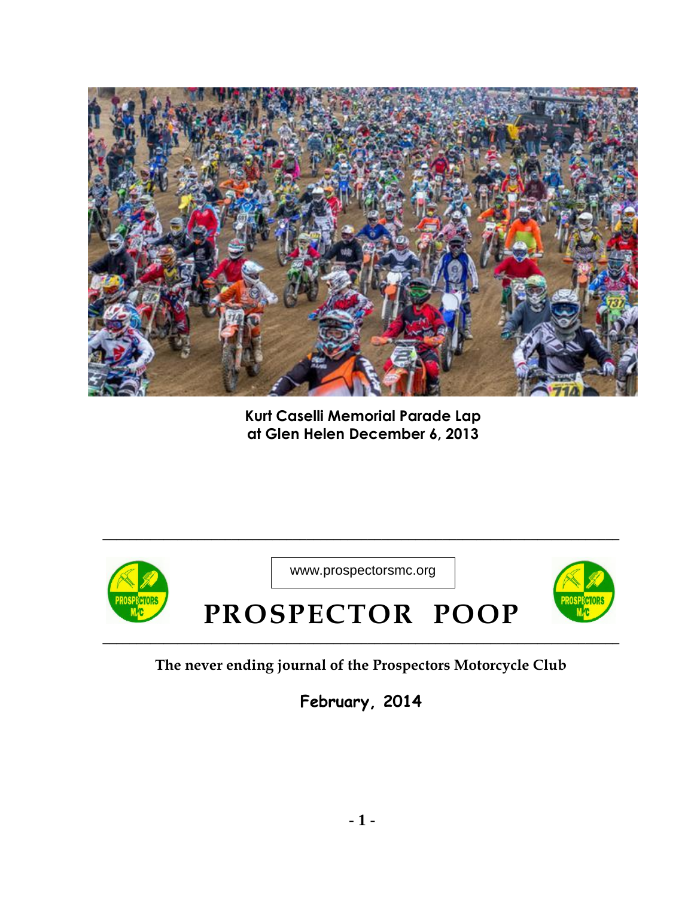Kurt Caselli Memorial Parade Lap
at Glen Helen December 6, 2013

www.prospectorsmc.org

# PROSPECTOR POOP

**The never ending journal of the Prospectors Motorcycle Club**

**February, 2014**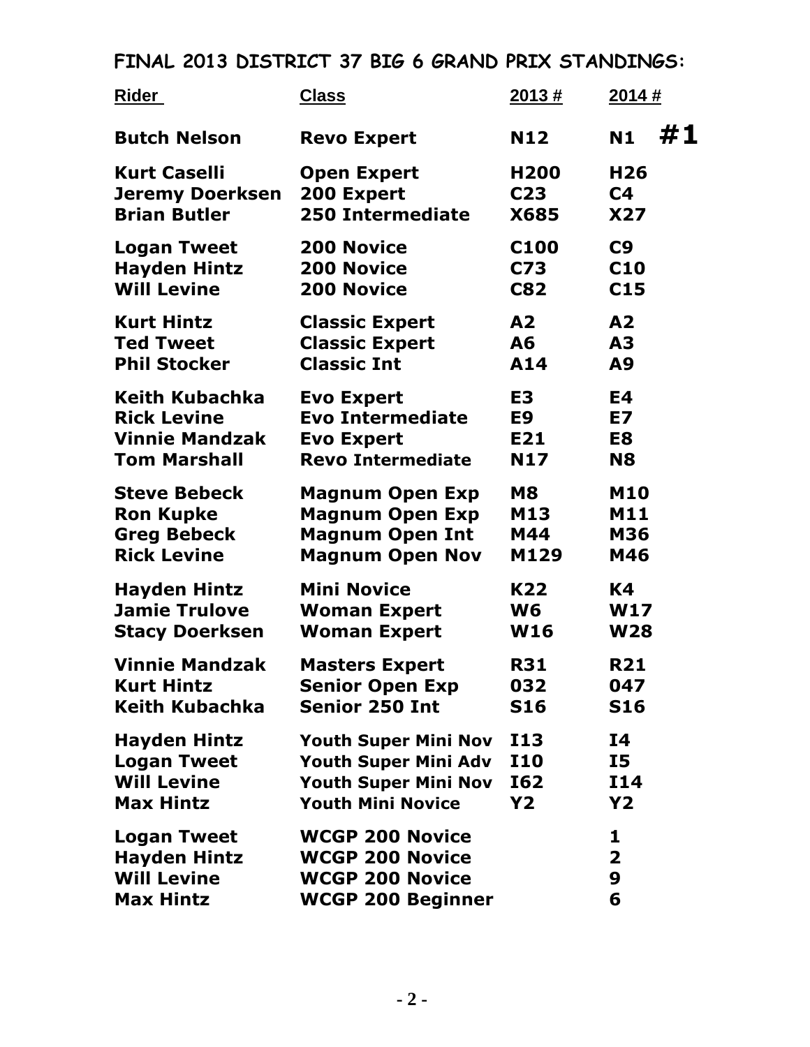## FINAL 2013 DISTRICT 37 BIG 6 GRAND PRIX STANDINGS:

| Rider | Class | 2013 # | 2014 # |
|---|---|---|---|
| **Butch Nelson** | **Revo Expert** | **N12** | **N1 #1** |
| **Kurt Caselli** | **Open Expert** | **H200** | **H26** |
| **Jeremy Doerksen** | **200 Expert** | **C23** | **C4** |
| **Brian Butler** | **250 Intermediate** | **X685** | **X27** |
| **Logan Tweet** | **200 Novice** | **C100** | **C9** |
| **Hayden Hintz** | **200 Novice** | **C73** | **C10** |
| **Will Levine** | **200 Novice** | **C82** | **C15** |
| **Kurt Hintz** | **Classic Expert** | **A2** | **A2** |
| **Ted Tweet** | **Classic Expert** | **A6** | **A3** |
| **Phil Stocker** | **Classic Int** | **A14** | **A9** |
| **Keith Kubachka** | **Evo Expert** | **E3** | **E4** |
| **Rick Levine** | **Evo Intermediate** | **E9** | **E7** |
| **Vinnie Mandzak** | **Evo Expert** | **E21** | **E8** |
| **Tom Marshall** | **Revo Intermediate** | **N17** | **N8** |
| **Steve Bebeck** | **Magnum Open Exp** | **M8** | **M10** |
| **Ron Kupke** | **Magnum Open Exp** | **M13** | **M11** |
| **Greg Bebeck** | **Magnum Open Int** | **M44** | **M36** |
| **Rick Levine** | **Magnum Open Nov** | **M129** | **M46** |
| **Hayden Hintz** | **Mini Novice** | **K22** | **K4** |
| **Jamie Trulove** | **Woman Expert** | **W6** | **W17** |
| **Stacy Doerksen** | **Woman Expert** | **W16** | **W28** |
| **Vinnie Mandzak** | **Masters Expert** | **R31** | **R21** |
| **Kurt Hintz** | **Senior Open Exp** | **032** | **047** |
| **Keith Kubachka** | **Senior 250 Int** | **S16** | **S16** |
| **Hayden Hintz** | **Youth Super Mini Nov** | **I13** | **I4** |
| **Logan Tweet** | **Youth Super Mini Adv** | **I10** | **I5** |
| **Will Levine** | **Youth Super Mini Nov** | **I62** | **I14** |
| **Max Hintz** | **Youth Mini Novice** | **Y2** | **Y2** |
| **Logan Tweet** | **WCGP 200 Novice** | | **1** |
| **Hayden Hintz** | **WCGP 200 Novice** | | **2** |
| **Will Levine** | **WCGP 200 Novice** | | **9** |
| **Max Hintz** | **WCGP 200 Beginner** | | **6** |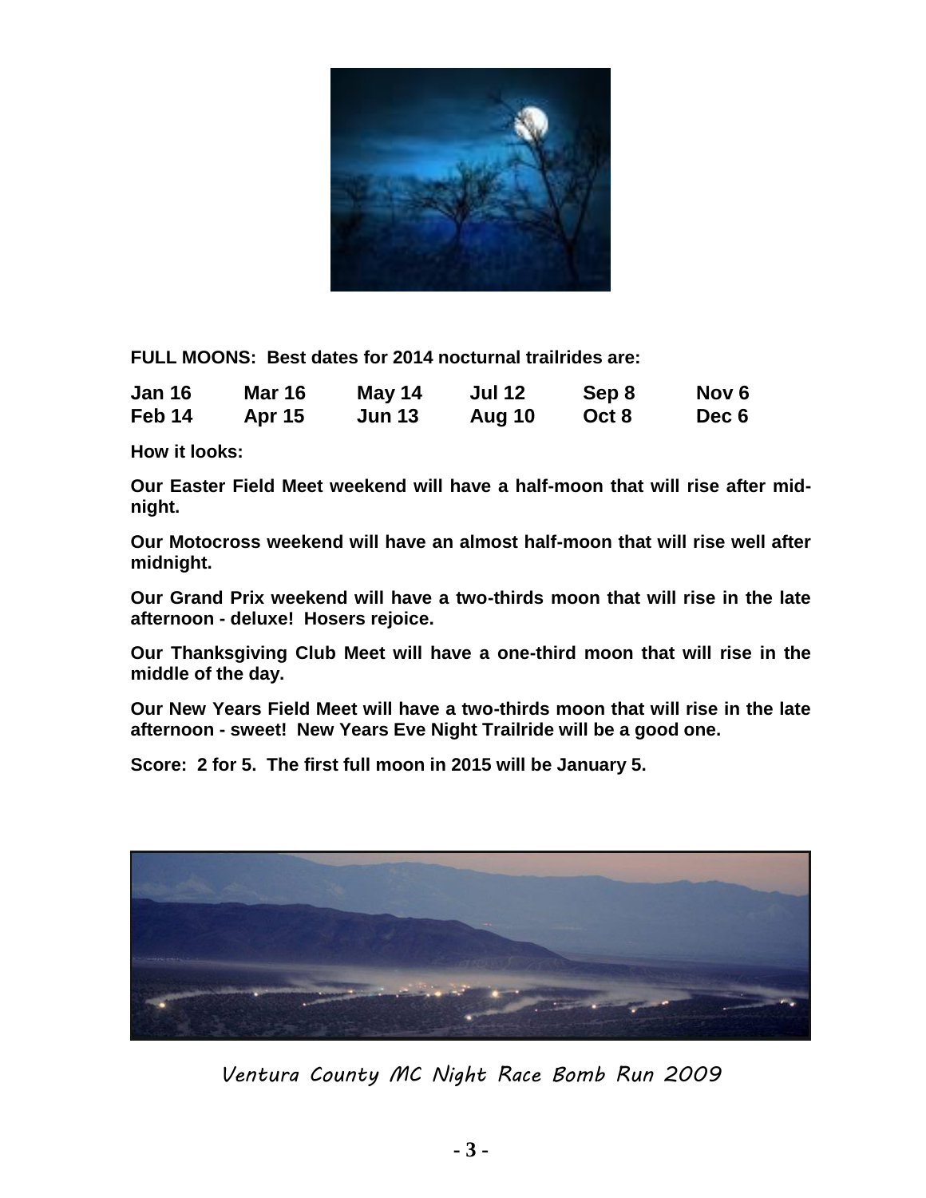**FULL MOONS: Best dates for 2014 nocturnal trailrides are:**

| | | | | | |
|---|---|---|---|---|---|
| **Jan 16** | **Mar 16** | **May 14** | **Jul 12** | **Sep 8** | **Nov 6** |
| **Feb 14** | **Apr 15** | **Jun 13** | **Aug 10** | **Oct 8** | **Dec 6** |

**How it looks:**

**Our Easter Field Meet weekend will have a half-moon that will rise after mid-night.**

**Our Motocross weekend will have an almost half-moon that will rise well after midnight.**

**Our Grand Prix weekend will have a two-thirds moon that will rise in the late afternoon - deluxe! Hosers rejoice.**

**Our Thanksgiving Club Meet will have a one-third moon that will rise in the middle of the day.**

**Our New Years Field Meet will have a two-thirds moon that will rise in the late afternoon - sweet! New Years Eve Night Trailride will be a good one.**

**Score: 2 for 5. The first full moon in 2015 will be January 5.**

*Ventura County MC Night Race Bomb Run 2009*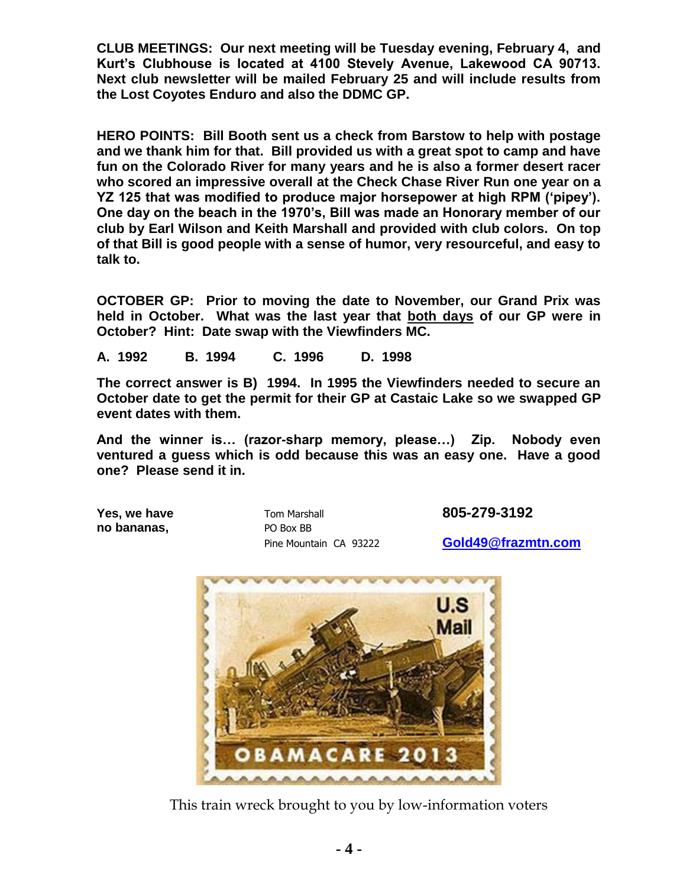**CLUB MEETINGS: Our next meeting will be Tuesday evening, February 4, and Kurt's Clubhouse is located at 4100 Stevely Avenue, Lakewood CA 90713. Next club newsletter will be mailed February 25 and will include results from the Lost Coyotes Enduro and also the DDMC GP.**

**HERO POINTS: Bill Booth sent us a check from Barstow to help with postage and we thank him for that. Bill provided us with a great spot to camp and have fun on the Colorado River for many years and he is also a former desert racer who scored an impressive overall at the Check Chase River Run one year on a YZ 125 that was modified to produce major horsepower at high RPM ('pipey'). One day on the beach in the 1970's, Bill was made an Honorary member of our club by Earl Wilson and Keith Marshall and provided with club colors. On top of that Bill is good people with a sense of humor, very resourceful, and easy to talk to.**

**OCTOBER GP: Prior to moving the date to November, our Grand Prix was held in October. What was the last year that both days of our GP were in October? Hint: Date swap with the Viewfinders MC.**

**A. 1992 B. 1994 C. 1996 D. 1998**

**The correct answer is B) 1994. In 1995 the Viewfinders needed to secure an October date to get the permit for their GP at Castaic Lake so we swapped GP event dates with them.**

**And the winner is… (razor-sharp memory, please…) Zip. Nobody even ventured a guess which is odd because this was an easy one. Have a good one? Please send it in.**

**Yes, we have no bananas,**

Tom Marshall
PO Box BB
Pine Mountain CA 93222

**805-279-3192**

**Gold49@frazmtn.com**

This train wreck brought to you by low-information voters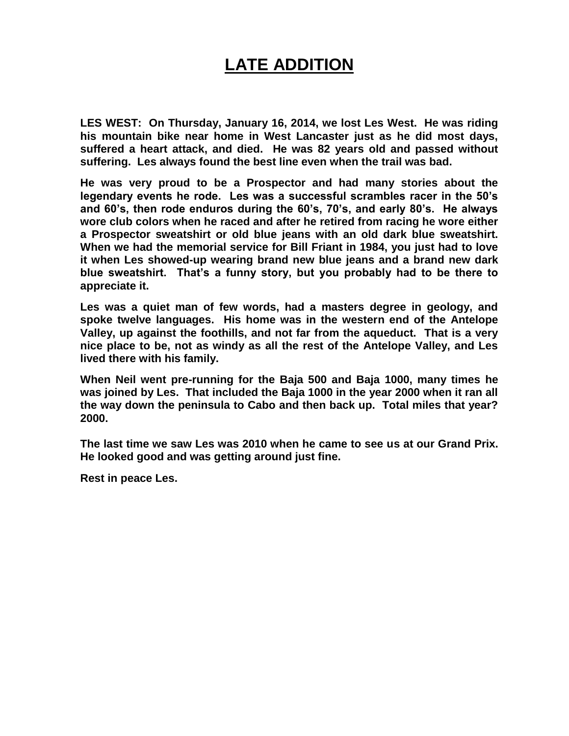# LATE ADDITION

**LES WEST: On Thursday, January 16, 2014, we lost Les West. He was riding his mountain bike near home in West Lancaster just as he did most days, suffered a heart attack, and died. He was 82 years old and passed without suffering. Les always found the best line even when the trail was bad.**

**He was very proud to be a Prospector and had many stories about the legendary events he rode. Les was a successful scrambles racer in the 50's and 60's, then rode enduros during the 60's, 70's, and early 80's. He always wore club colors when he raced and after he retired from racing he wore either a Prospector sweatshirt or old blue jeans with an old dark blue sweatshirt. When we had the memorial service for Bill Friant in 1984, you just had to love it when Les showed-up wearing brand new blue jeans and a brand new dark blue sweatshirt. That's a funny story, but you probably had to be there to appreciate it.**

**Les was a quiet man of few words, had a masters degree in geology, and spoke twelve languages. His home was in the western end of the Antelope Valley, up against the foothills, and not far from the aqueduct. That is a very nice place to be, not as windy as all the rest of the Antelope Valley, and Les lived there with his family.**

**When Neil went pre-running for the Baja 500 and Baja 1000, many times he was joined by Les. That included the Baja 1000 in the year 2000 when it ran all the way down the peninsula to Cabo and then back up. Total miles that year? 2000.**

**The last time we saw Les was 2010 when he came to see us at our Grand Prix. He looked good and was getting around just fine.**

**Rest in peace Les.**